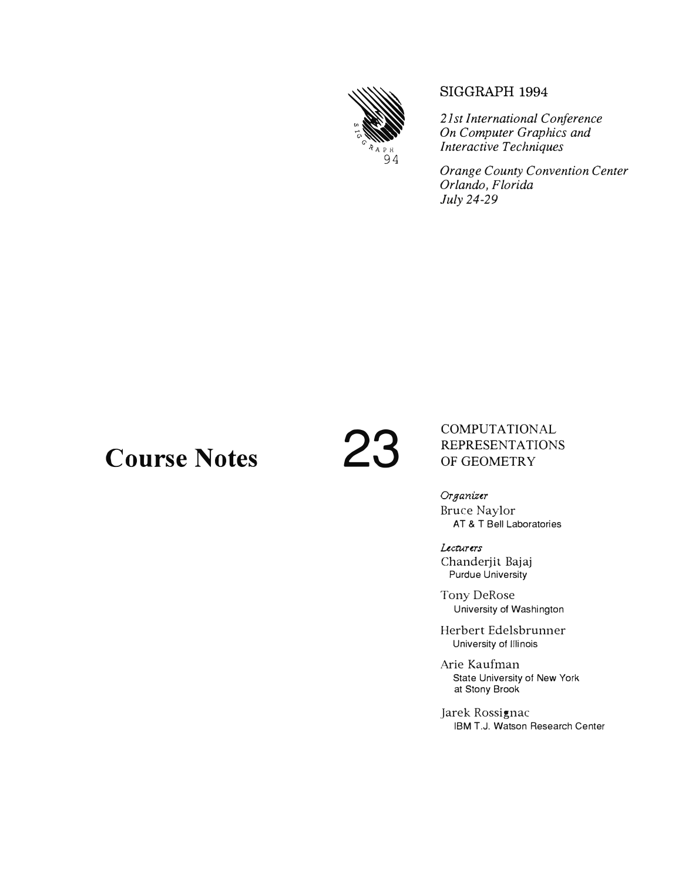SIGGRAPH 1994

*21st International Conference On Computer Graphics and Interactive Techniques*

*Orange County Convention Center*
*Orlando, Florida*
*July 24-29*

# Course Notes 23

## COMPUTATIONAL REPRESENTATIONS OF GEOMETRY

*Organizer*

Bruce Naylor
AT & T Bell Laboratories

*Lecturers*

Chanderjit Bajaj
Purdue University

Tony DeRose
University of Washington

Herbert Edelsbrunner
University of Illinois

Arie Kaufman
State University of New York at Stony Brook

Jarek Rossignac
IBM T.J. Watson Research Center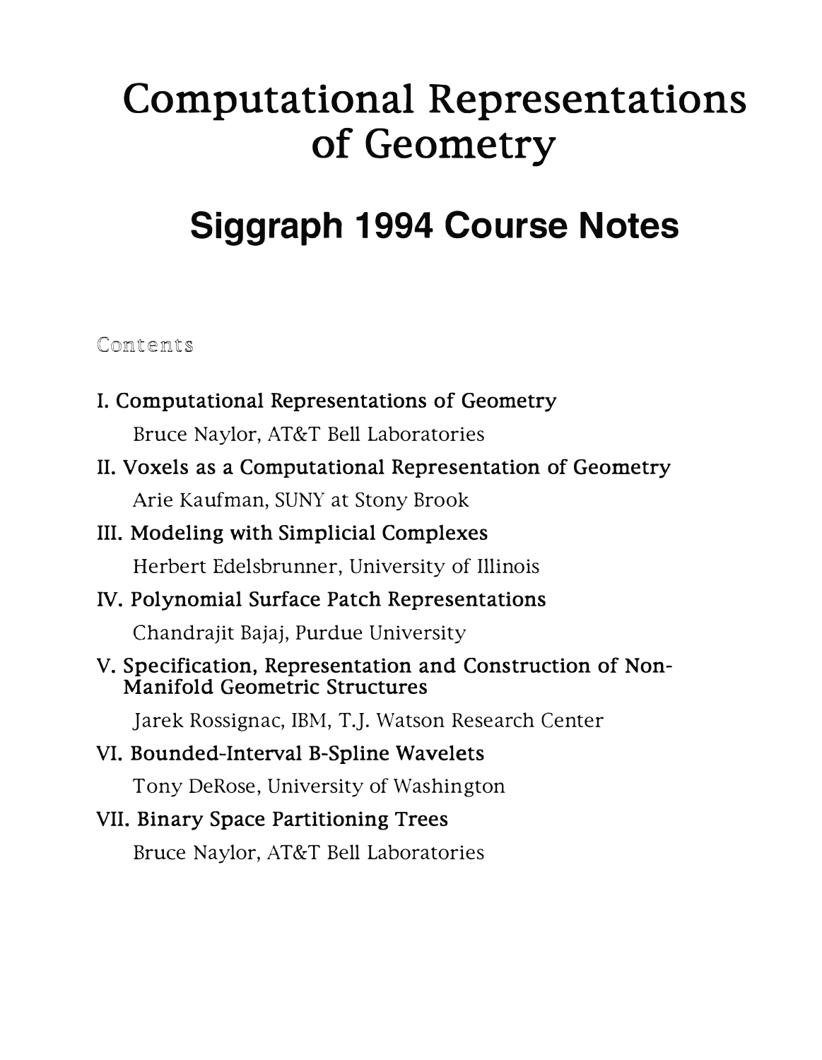# Computational Representations of Geometry

## Siggraph 1994 Course Notes

### Contents

**I. Computational Representations of Geometry**

Bruce Naylor, AT&T Bell Laboratories

**II. Voxels as a Computational Representation of Geometry**

Arie Kaufman, SUNY at Stony Brook

**III. Modeling with Simplicial Complexes**

Herbert Edelsbrunner, University of Illinois

**IV. Polynomial Surface Patch Representations**

Chandrajit Bajaj, Purdue University

**V. Specification, Representation and Construction of Non-Manifold Geometric Structures**

Jarek Rossignac, IBM, T.J. Watson Research Center

**VI. Bounded-Interval B-Spline Wavelets**

Tony DeRose, University of Washington

**VII. Binary Space Partitioning Trees**

Bruce Naylor, AT&T Bell Laboratories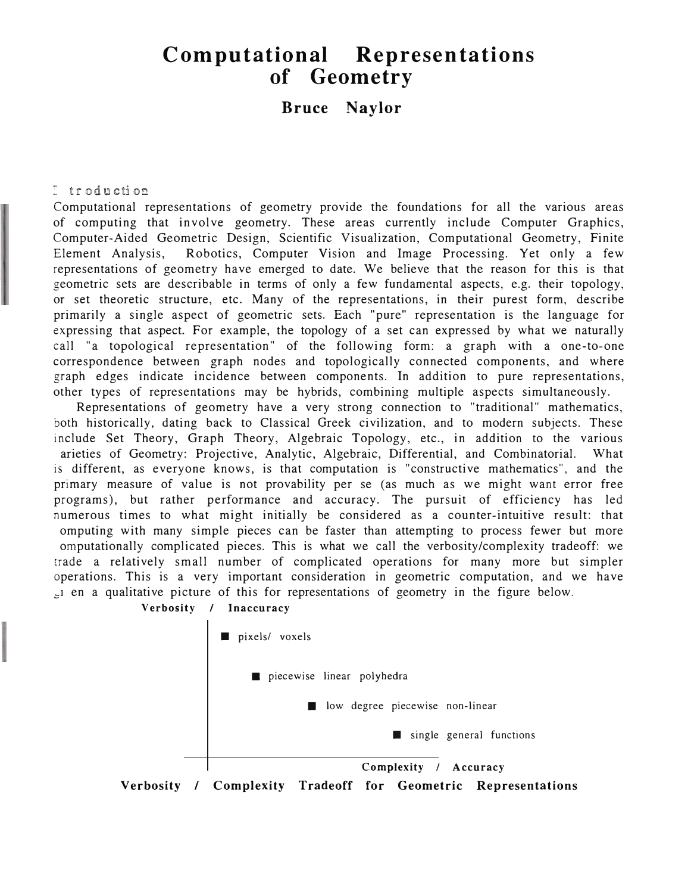# Computational Representations of Geometry

**Bruce Naylor**

## Introduction

Computational representations of geometry provide the foundations for all the various areas of computing that involve geometry. These areas currently include Computer Graphics, Computer-Aided Geometric Design, Scientific Visualization, Computational Geometry, Finite Element Analysis, Robotics, Computer Vision and Image Processing. Yet only a few representations of geometry have emerged to date. We believe that the reason for this is that geometric sets are describable in terms of only a few fundamental aspects, e.g. their topology, or set theoretic structure, etc. Many of the representations, in their purest form, describe primarily a single aspect of geometric sets. Each "pure" representation is the language for expressing that aspect. For example, the topology of a set can expressed by what we naturally call "a topological representation" of the following form: a graph with a one-to-one correspondence between graph nodes and topologically connected components, and where graph edges indicate incidence between components. In addition to pure representations, other types of representations may be hybrids, combining multiple aspects simultaneously.

Representations of geometry have a very strong connection to "traditional" mathematics, both historically, dating back to Classical Greek civilization, and to modern subjects. These include Set Theory, Graph Theory, Algebraic Topology, etc., in addition to the various varieties of Geometry: Projective, Analytic, Algebraic, Differential, and Combinatorial. What is different, as everyone knows, is that computation is "constructive mathematics", and the primary measure of value is not provability per se (as much as we might want error free programs), but rather performance and accuracy. The pursuit of efficiency has led numerous times to what might initially be considered as a counter-intuitive result: that computing with many simple pieces can be faster than attempting to process fewer but more computationally complicated pieces. This is what we call the verbosity/complexity tradeoff: we trade a relatively small number of complicated operations for many more but simpler operations. This is a very important consideration in geometric computation, and we have given a qualitative picture of this for representations of geometry in the figure below.

Verbosity / Inaccuracy

pixels/ voxels

piecewise linear polyhedra

low degree piecewise non-linear

single general functions

Complexity / Accuracy

**Verbosity / Complexity Tradeoff for Geometric Representations**